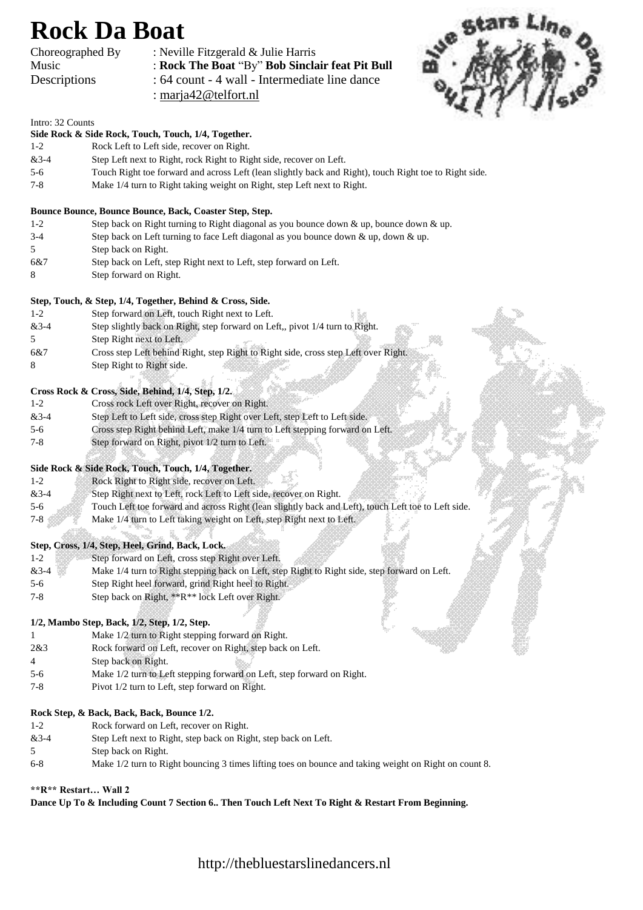# Rock Da Boat

Choreographed By : Neville Fitzgerald & Julie Harris
Music : **Rock The Boat** "By" **Bob Sinclair feat Pit Bull**
Descriptions : 64 count - 4 wall - Intermediate line dance
: marja42@telfort.nl

Intro: 32 Counts

**Side Rock & Side Rock, Touch, Touch, 1/4, Together.**

| | |
|---|---|
| 1-2 | Rock Left to Left side, recover on Right. |
| &3-4 | Step Left next to Right, rock Right to Right side, recover on Left. |
| 5-6 | Touch Right toe forward and across Left (lean slightly back and Right), touch Right toe to Right side. |
| 7-8 | Make 1/4 turn to Right taking weight on Right, step Left next to Right. |

**Bounce Bounce, Bounce Bounce, Back, Coaster Step, Step.**

| | |
|---|---|
| 1-2 | Step back on Right turning to Right diagonal as you bounce down & up, bounce down & up. |
| 3-4 | Step back on Left turning to face Left diagonal as you bounce down & up, down & up. |
| 5 | Step back on Right. |
| 6&7 | Step back on Left, step Right next to Left, step forward on Left. |
| 8 | Step forward on Right. |

**Step, Touch, & Step, 1/4, Together, Behind & Cross, Side.**

| | |
|---|---|
| 1-2 | Step forward on Left, touch Right next to Left. |
| &3-4 | Step slightly back on Right, step forward on Left,, pivot 1/4 turn to Right. |
| 5 | Step Right next to Left. |
| 6&7 | Cross step Left behind Right, step Right to Right side, cross step Left over Right. |
| 8 | Step Right to Right side. |

**Cross Rock & Cross, Side, Behind, 1/4, Step, 1/2.**

| | |
|---|---|
| 1-2 | Cross rock Left over Right, recover on Right. |
| &3-4 | Step Left to Left side, cross step Right over Left, step Left to Left side. |
| 5-6 | Cross step Right behind Left, make 1/4 turn to Left stepping forward on Left. |
| 7-8 | Step forward on Right, pivot 1/2 turn to Left. |

**Side Rock & Side Rock, Touch, Touch, 1/4, Together.**

| | |
|---|---|
| 1-2 | Rock Right to Right side, recover on Left. |
| &3-4 | Step Right next to Left, rock Left to Left side, recover on Right. |
| 5-6 | Touch Left toe forward and across Right (lean slightly back and Left), touch Left toe to Left side. |
| 7-8 | Make 1/4 turn to Left taking weight on Left, step Right next to Left. |

**Step, Cross, 1/4, Step, Heel, Grind, Back, Lock.**

| | |
|---|---|
| 1-2 | Step forward on Left, cross step Right over Left. |
| &3-4 | Make 1/4 turn to Right stepping back on Left, step Right to Right side, step forward on Left. |
| 5-6 | Step Right heel forward, grind Right heel to Right. |
| 7-8 | Step back on Right, **R** lock Left over Right. |

**1/2, Mambo Step, Back, 1/2, Step, 1/2, Step.**

| | |
|---|---|
| 1 | Make 1/2 turn to Right stepping forward on Right. |
| 2&3 | Rock forward on Left, recover on Right, step back on Left. |
| 4 | Step back on Right. |
| 5-6 | Make 1/2 turn to Left stepping forward on Left, step forward on Right. |
| 7-8 | Pivot 1/2 turn to Left, step forward on Right. |

**Rock Step, & Back, Back, Back, Bounce 1/2.**

| | |
|---|---|
| 1-2 | Rock forward on Left, recover on Right. |
| &3-4 | Step Left next to Right, step back on Right, step back on Left. |
| 5 | Step back on Right. |
| 6-8 | Make 1/2 turn to Right bouncing 3 times lifting toes on bounce and taking weight on Right on count 8. |

****R** Restart… Wall 2**

**Dance Up To & Including Count 7 Section 6.. Then Touch Left Next To Right & Restart From Beginning.**

http://thebluestarslinedancers.nl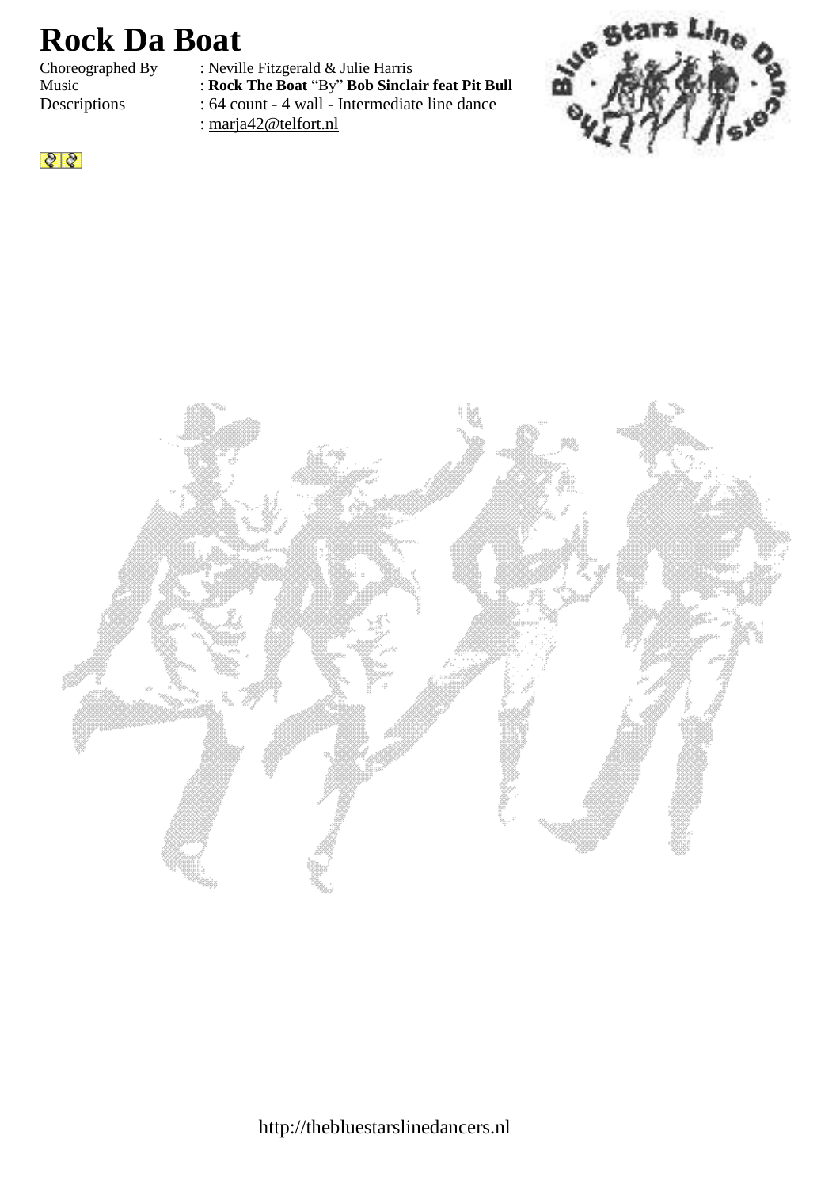# Rock Da Boat

Choreographed By : Neville Fitzgerald & Julie Harris
Music : **Rock The Boat** "By" **Bob Sinclair feat Pit Bull**
Descriptions : 64 count - 4 wall - Intermediate line dance
: marja42@telfort.nl

http://thebluestarslinedancers.nl